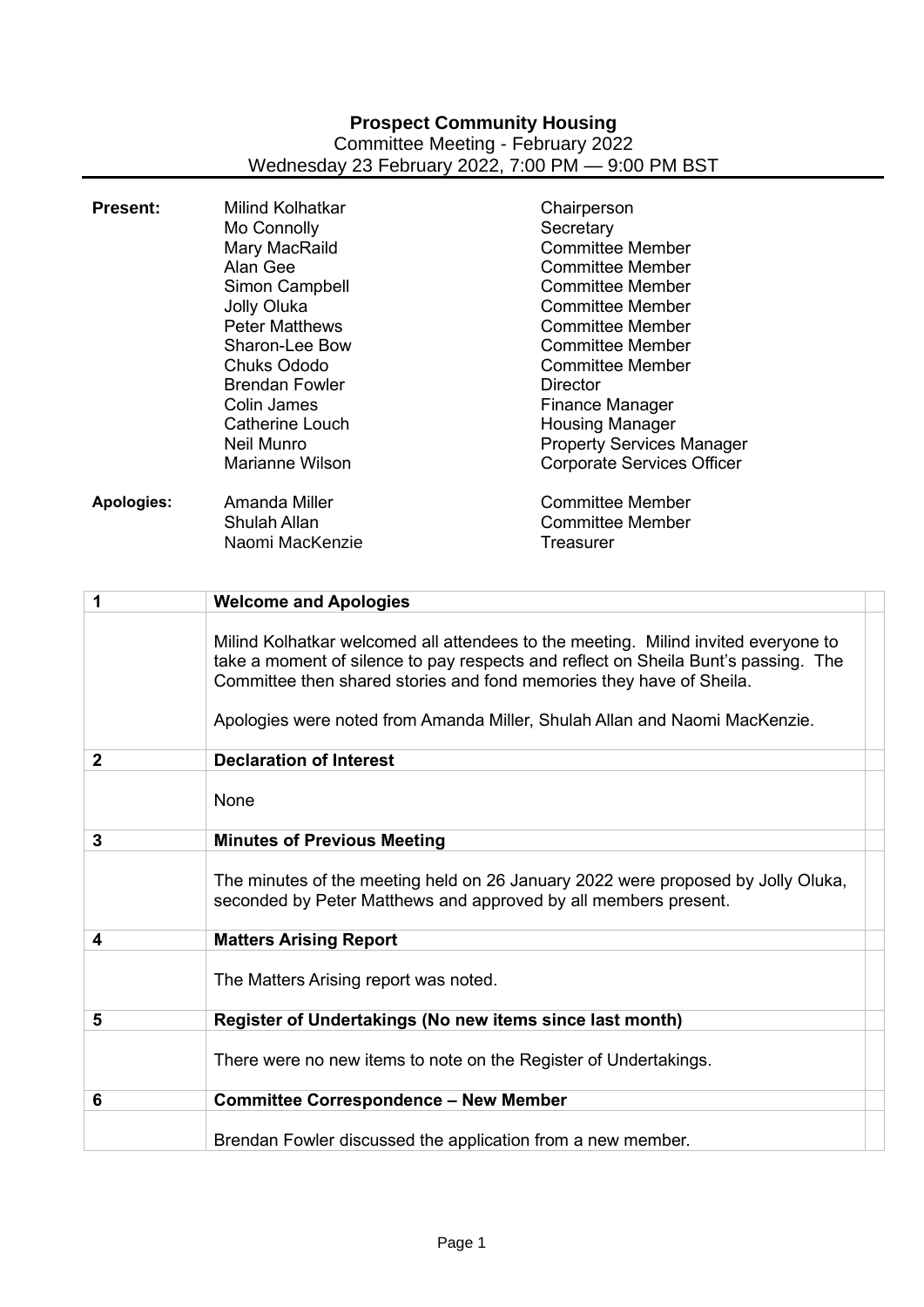# Prospect Community Housing

Committee Meeting - February 2022

Wednesday 23 February 2022, 7:00 PM — 9:00 PM BST

| | | |
|---|---|---|
| **Present:** | Milind Kolhatkar | Chairperson |
| | Mo Connolly | Secretary |
| | Mary MacRaild | Committee Member |
| | Alan Gee | Committee Member |
| | Simon Campbell | Committee Member |
| | Jolly Oluka | Committee Member |
| | Peter Matthews | Committee Member |
| | Sharon-Lee Bow | Committee Member |
| | Chuks Ododo | Committee Member |
| | Brendan Fowler | Director |
| | Colin James | Finance Manager |
| | Catherine Louch | Housing Manager |
| | Neil Munro | Property Services Manager |
| | Marianne Wilson | Corporate Services Officer |
| **Apologies:** | Amanda Miller | Committee Member |
| | Shulah Allan | Committee Member |
| | Naomi MacKenzie | Treasurer |

| | | |
|---|---|---|
| **1** | **Welcome and Apologies** | |
| | Milind Kolhatkar welcomed all attendees to the meeting. Milind invited everyone to take a moment of silence to pay respects and reflect on Sheila Bunt's passing. The Committee then shared stories and fond memories they have of Sheila.<br><br>Apologies were noted from Amanda Miller, Shulah Allan and Naomi MacKenzie. | |
| **2** | **Declaration of Interest** | |
| | None | |
| **3** | **Minutes of Previous Meeting** | |
| | The minutes of the meeting held on 26 January 2022 were proposed by Jolly Oluka, seconded by Peter Matthews and approved by all members present. | |
| **4** | **Matters Arising Report** | |
| | The Matters Arising report was noted. | |
| **5** | **Register of Undertakings (No new items since last month)** | |
| | There were no new items to note on the Register of Undertakings. | |
| **6** | **Committee Correspondence – New Member** | |
| | Brendan Fowler discussed the application from a new member. | |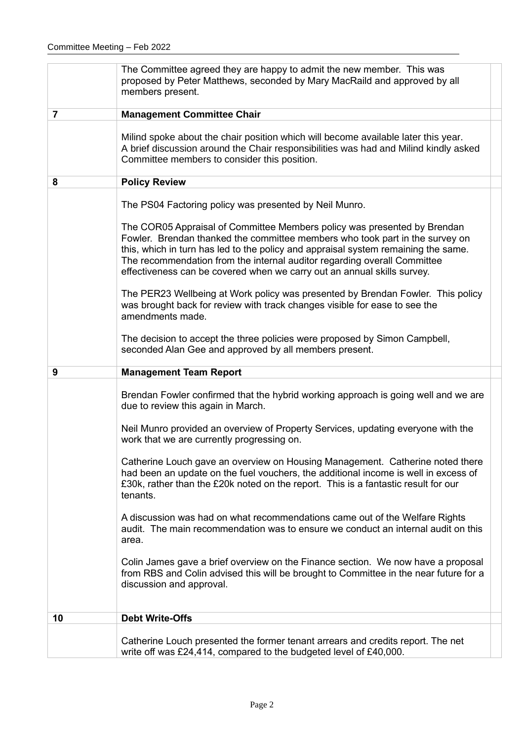| | | |
|---|---|---|
| | The Committee agreed they are happy to admit the new member. This was proposed by Peter Matthews, seconded by Mary MacRaild and approved by all members present. | |
| **7** | **Management Committee Chair** | |
| | Milind spoke about the chair position which will become available later this year. A brief discussion around the Chair responsibilities was had and Milind kindly asked Committee members to consider this position. | |
| **8** | **Policy Review** | |
| | The PS04 Factoring policy was presented by Neil Munro.<br><br>The COR05 Appraisal of Committee Members policy was presented by Brendan Fowler. Brendan thanked the committee members who took part in the survey on this, which in turn has led to the policy and appraisal system remaining the same. The recommendation from the internal auditor regarding overall Committee effectiveness can be covered when we carry out an annual skills survey.<br><br>The PER23 Wellbeing at Work policy was presented by Brendan Fowler. This policy was brought back for review with track changes visible for ease to see the amendments made.<br><br>The decision to accept the three policies were proposed by Simon Campbell, seconded Alan Gee and approved by all members present. | |
| **9** | **Management Team Report** | |
| | Brendan Fowler confirmed that the hybrid working approach is going well and we are due to review this again in March.<br><br>Neil Munro provided an overview of Property Services, updating everyone with the work that we are currently progressing on.<br><br>Catherine Louch gave an overview on Housing Management. Catherine noted there had been an update on the fuel vouchers, the additional income is well in excess of £30k, rather than the £20k noted on the report. This is a fantastic result for our tenants.<br><br>A discussion was had on what recommendations came out of the Welfare Rights audit. The main recommendation was to ensure we conduct an internal audit on this area.<br><br>Colin James gave a brief overview on the Finance section. We now have a proposal from RBS and Colin advised this will be brought to Committee in the near future for a discussion and approval. | |
| **10** | **Debt Write-Offs** | |
| | Catherine Louch presented the former tenant arrears and credits report. The net write off was £24,414, compared to the budgeted level of £40,000. | |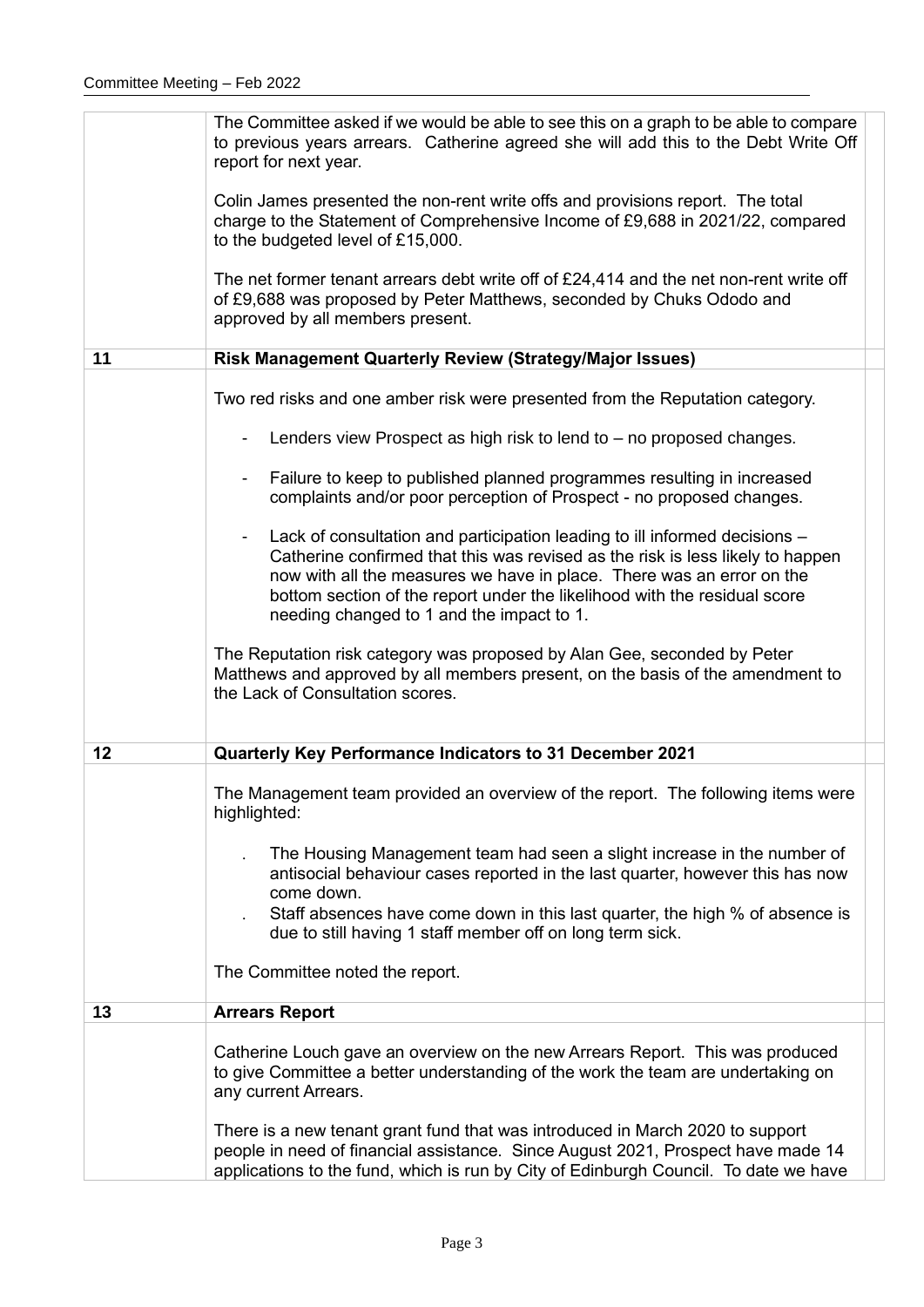The Committee asked if we would be able to see this on a graph to be able to compare to previous years arrears. Catherine agreed she will add this to the Debt Write Off report for next year.

Colin James presented the non-rent write offs and provisions report. The total charge to the Statement of Comprehensive Income of £9,688 in 2021/22, compared to the budgeted level of £15,000.

The net former tenant arrears debt write off of £24,414 and the net non-rent write off of £9,688 was proposed by Peter Matthews, seconded by Chuks Ododo and approved by all members present.

## 11 Risk Management Quarterly Review (Strategy/Major Issues)

Two red risks and one amber risk were presented from the Reputation category.

- Lenders view Prospect as high risk to lend to – no proposed changes.
- Failure to keep to published planned programmes resulting in increased complaints and/or poor perception of Prospect - no proposed changes.
- Lack of consultation and participation leading to ill informed decisions – Catherine confirmed that this was revised as the risk is less likely to happen now with all the measures we have in place. There was an error on the bottom section of the report under the likelihood with the residual score needing changed to 1 and the impact to 1.

The Reputation risk category was proposed by Alan Gee, seconded by Peter Matthews and approved by all members present, on the basis of the amendment to the Lack of Consultation scores.

## 12 Quarterly Key Performance Indicators to 31 December 2021

The Management team provided an overview of the report. The following items were highlighted:

- The Housing Management team had seen a slight increase in the number of antisocial behaviour cases reported in the last quarter, however this has now come down.
- Staff absences have come down in this last quarter, the high % of absence is due to still having 1 staff member off on long term sick.

The Committee noted the report.

## 13 Arrears Report

Catherine Louch gave an overview on the new Arrears Report. This was produced to give Committee a better understanding of the work the team are undertaking on any current Arrears.

There is a new tenant grant fund that was introduced in March 2020 to support people in need of financial assistance. Since August 2021, Prospect have made 14 applications to the fund, which is run by City of Edinburgh Council. To date we have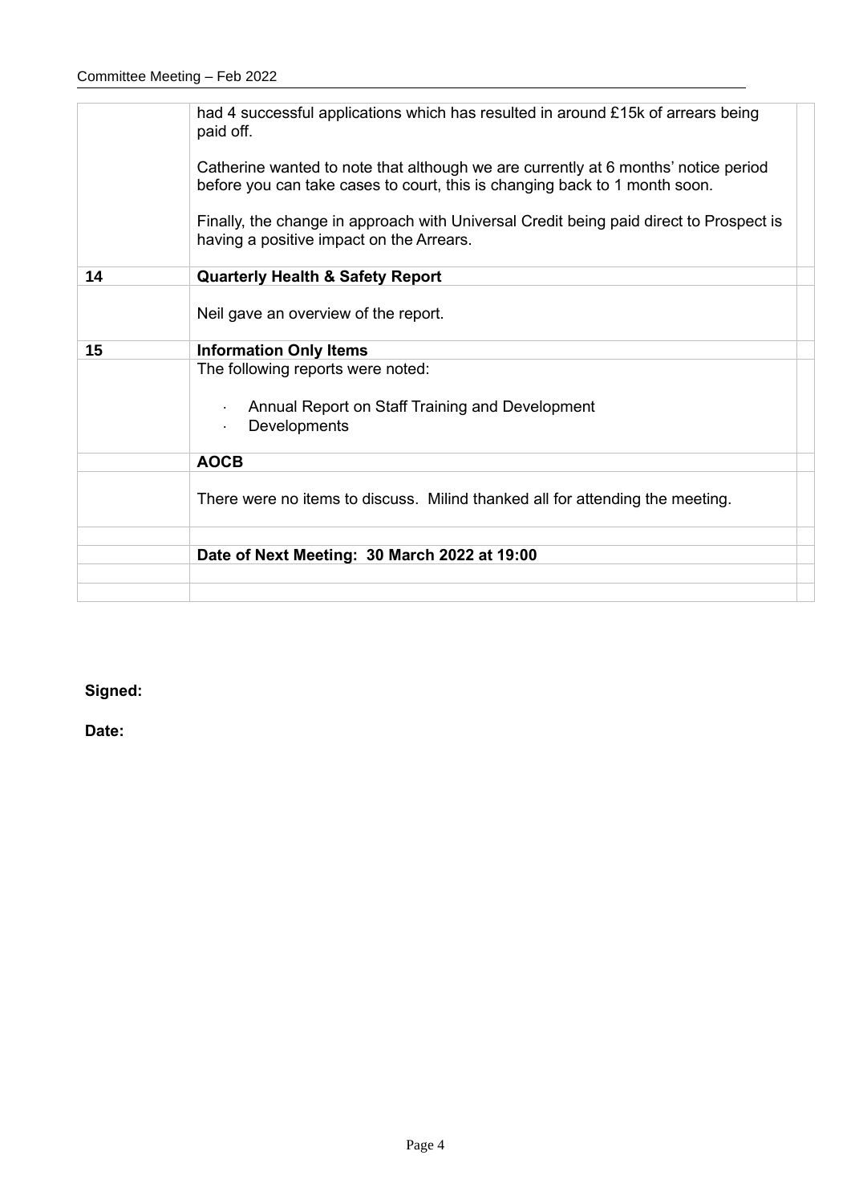| | | |
|---|---|---|
| | had 4 successful applications which has resulted in around £15k of arrears being paid off.<br><br>Catherine wanted to note that although we are currently at 6 months' notice period before you can take cases to court, this is changing back to 1 month soon.<br><br>Finally, the change in approach with Universal Credit being paid direct to Prospect is having a positive impact on the Arrears. | |
| **14** | **Quarterly Health & Safety Report** | |
| | Neil gave an overview of the report. | |
| **15** | **Information Only Items** | |
| | The following reports were noted:<br><br>· Annual Report on Staff Training and Development<br>· Developments | |
| | **AOCB** | |
| | There were no items to discuss. Milind thanked all for attending the meeting. | |
| | | |
| | **Date of Next Meeting: 30 March 2022 at 19:00** | |
| | | |
| | | |

**Signed:**

**Date:**